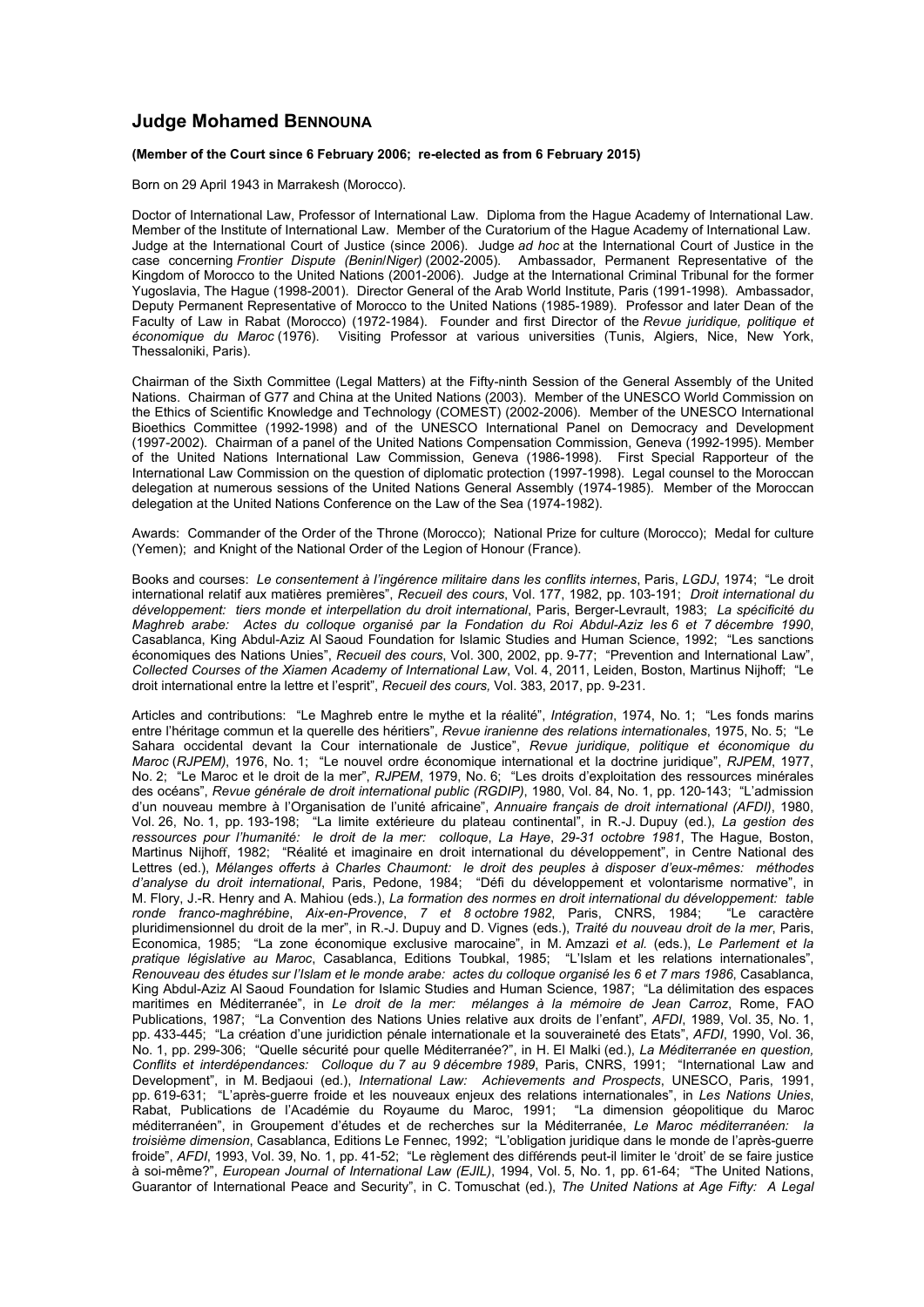# Judge Mohamed BENNOUNA

**(Member of the Court since 6 February 2006; re-elected as from 6 February 2015)**

Born on 29 April 1943 in Marrakesh (Morocco).

Doctor of International Law, Professor of International Law. Diploma from the Hague Academy of International Law. Member of the Institute of International Law. Member of the Curatorium of the Hague Academy of International Law. Judge at the International Court of Justice (since 2006). Judge *ad hoc* at the International Court of Justice in the case concerning *Frontier Dispute (Benin/Niger)* (2002-2005). Ambassador, Permanent Representative of the Kingdom of Morocco to the United Nations (2001-2006). Judge at the International Criminal Tribunal for the former Yugoslavia, The Hague (1998-2001). Director General of the Arab World Institute, Paris (1991-1998). Ambassador, Deputy Permanent Representative of Morocco to the United Nations (1985-1989). Professor and later Dean of the Faculty of Law in Rabat (Morocco) (1972-1984). Founder and first Director of the *Revue juridique, politique et économique du Maroc* (1976). Visiting Professor at various universities (Tunis, Algiers, Nice, New York, Thessaloniki, Paris).

Chairman of the Sixth Committee (Legal Matters) at the Fifty-ninth Session of the General Assembly of the United Nations. Chairman of G77 and China at the United Nations (2003). Member of the UNESCO World Commission on the Ethics of Scientific Knowledge and Technology (COMEST) (2002-2006). Member of the UNESCO International Bioethics Committee (1992-1998) and of the UNESCO International Panel on Democracy and Development (1997-2002). Chairman of a panel of the United Nations Compensation Commission, Geneva (1992-1995). Member of the United Nations International Law Commission, Geneva (1986-1998). First Special Rapporteur of the International Law Commission on the question of diplomatic protection (1997-1998). Legal counsel to the Moroccan delegation at numerous sessions of the United Nations General Assembly (1974-1985). Member of the Moroccan delegation at the United Nations Conference on the Law of the Sea (1974-1982).

Awards: Commander of the Order of the Throne (Morocco); National Prize for culture (Morocco); Medal for culture (Yemen); and Knight of the National Order of the Legion of Honour (France).

Books and courses: *Le consentement à l'ingérence militaire dans les conflits internes*, Paris, *LGDJ*, 1974; "Le droit international relatif aux matières premières", *Recueil des cours*, Vol. 177, 1982, pp. 103-191; *Droit international du développement: tiers monde et interpellation du droit international*, Paris, Berger-Levrault, 1983; *La spécificité du Maghreb arabe: Actes du colloque organisé par la Fondation du Roi Abdul-Aziz les 6 et 7 décembre 1990*, Casablanca, King Abdul-Aziz Al Saoud Foundation for Islamic Studies and Human Science, 1992; "Les sanctions économiques des Nations Unies", *Recueil des cours*, Vol. 300, 2002, pp. 9-77; "Prevention and International Law", *Collected Courses of the Xiamen Academy of International Law*, Vol. 4, 2011, Leiden, Boston, Martinus Nijhoff; "Le droit international entre la lettre et l'esprit", *Recueil des cours,* Vol. 383, 2017, pp. 9-231.

Articles and contributions: "Le Maghreb entre le mythe et la réalité", *Intégration*, 1974, No. 1; "Les fonds marins entre l'héritage commun et la querelle des héritiers", *Revue iranienne des relations internationales*, 1975, No. 5; "Le Sahara occidental devant la Cour internationale de Justice", *Revue juridique, politique et économique du Maroc* (*RJPEM*), 1976, No. 1; "Le nouvel ordre économique international et la doctrine juridique", *RJPEM*, 1977, No. 2; "Le Maroc et le droit de la mer", *RJPEM*, 1979, No. 6; "Les droits d'exploitation des ressources minérales des océans", *Revue générale de droit international public (RGDIP)*, 1980, Vol. 84, No. 1, pp. 120-143; "L'admission d'un nouveau membre à l'Organisation de l'unité africaine", *Annuaire français de droit international (AFDI)*, 1980, Vol. 26, No. 1, pp. 193-198; "La limite extérieure du plateau continental", in R.-J. Dupuy (ed.), *La gestion des ressources pour l'humanité: le droit de la mer: colloque*, *La Haye*, *29-31 octobre 1981*, The Hague, Boston, Martinus Nijhoff, 1982; "Réalité et imaginaire en droit international du développement", in Centre National des Lettres (ed.), *Mélanges offerts à Charles Chaumont: le droit des peuples à disposer d'eux-mêmes: méthodes d'analyse du droit international*, Paris, Pedone, 1984; "Défi du développement et volontarisme normatif", in M. Flory, J.-R. Henry and A. Mahiou (eds.), *La formation des normes en droit international du développement: table ronde franco-maghrébine*, *Aix-en-Provence*, *7 et 8 octobre 1982*, Paris, CNRS, 1984; "Le caractère pluridimensionnel du droit de la mer", in R.-J. Dupuy and D. Vignes (eds.), *Traité du nouveau droit de la mer*, Paris, Economica, 1985; "La zone économique exclusive marocaine", in M. Amzazi *et al.* (eds.), *Le Parlement et la pratique législative au Maroc*, Casablanca, Editions Toubkal, 1985; "L'Islam et les relations internationales", *Renouveau des études sur l'Islam et le monde arabe: actes du colloque organisé les 6 et 7 mars 1986*, Casablanca, King Abdul-Aziz Al Saoud Foundation for Islamic Studies and Human Science, 1987; "La délimitation des espaces maritimes en Méditerranée", in *Le droit de la mer: mélanges à la mémoire de Jean Carroz*, Rome, FAO Publications, 1987; "La Convention des Nations Unies relative aux droits de l'enfant", *AFDI*, 1989, Vol. 35, No. 1, pp. 433-445; "La création d'une juridiction pénale internationale et la souveraineté des Etats", *AFDI*, 1990, Vol. 36, No. 1, pp. 299-306; "Quelle sécurité pour quelle Méditerranée?", in H. El Malki (ed.), *La Méditerranée en question, Conflits et interdépendances: Colloque du 7 au 9 décembre 1989*, Paris, CNRS, 1991; "International Law and Development", in M. Bedjaoui (ed.), *International Law: Achievements and Prospects*, UNESCO, Paris, 1991, pp. 619-631; "L'après-guerre froide et les nouveaux enjeux des relations internationales", in *Les Nations Unies*, Rabat, Publications de l'Académie du Royaume du Maroc, 1991; "La dimension géopolitique du Maroc méditerranéen", in Groupement d'études et de recherches sur la Méditerranée, *Le Maroc méditerranéen: la troisième dimension*, Casablanca, Editions Le Fennec, 1992; "L'obligation juridique dans le monde de l'après-guerre froide", *AFDI*, 1993, Vol. 39, No. 1, pp. 41-52; "Le règlement des différends peut-il limiter le 'droit' de se faire justice à soi-même?", *European Journal of International Law (EJIL)*, 1994, Vol. 5, No. 1, pp. 61-64; "The United Nations, Guarantor of International Peace and Security", in C. Tomuschat (ed.), *The United Nations at Age Fifty: A Legal*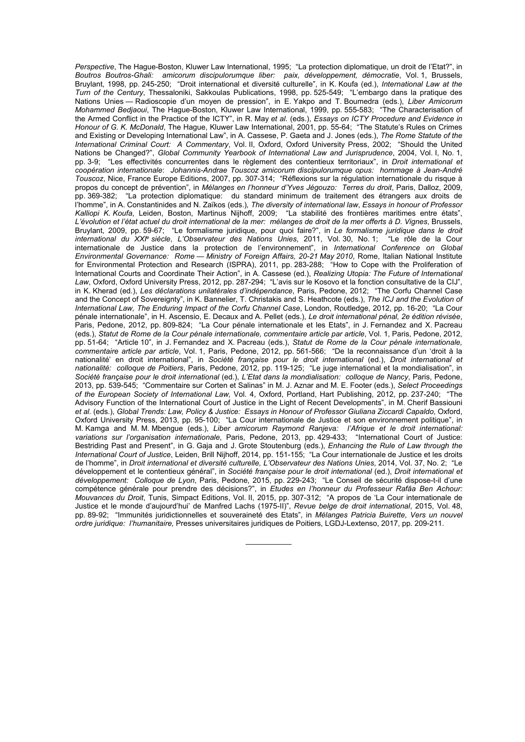*Perspective*, The Hague-Boston, Kluwer Law International, 1995; "La protection diplomatique, un droit de l'Etat?", in *Boutros Boutros-Ghali: amicorum discipulorumque liber: paix, développement, démocratie*, Vol. 1, Brussels, Bruylant, 1998, pp. 245-250; "Droit international et diversité culturelle", in K. Koufa (ed.), *International Law at the Turn of the Century*, Thessaloniki, Sakkoulas Publications, 1998, pp. 525-549; "L'embargo dans la pratique des Nations Unies — Radioscopie d'un moyen de pression", in E. Yakpo and T. Boumedra (eds.), *Liber Amicorum Mohammed Bedjaoui*, The Hague-Boston, Kluwer Law International, 1999, pp. 555-583; "The Characterisation of the Armed Conflict in the Practice of the ICTY", in R. May *et al.* (eds.), *Essays on ICTY Procedure and Evidence in Honour of G. K. McDonald*, The Hague, Kluwer Law International, 2001, pp. 55-64; "The Statute's Rules on Crimes and Existing or Developing International Law", in A. Cassese, P. Gaeta and J. Jones (eds.), *The Rome Statute of the International Criminal Court: A Commentary*, Vol. II, Oxford, Oxford University Press, 2002; "Should the United Nations be Changed?", *Global Community Yearbook of International Law and Jurisprudence*, 2004, Vol. I, No. 1, pp. 3-9; "Les effectivités concurrentes dans le règlement des contentieux territoriaux", in *Droit international et coopération internationale*: *Johannis-Andrae Touscoz amicorum discipulorumque opus: hommage à Jean-André Touscoz*, Nice, France Europe Editions, 2007, pp. 307-314; "Réflexions sur la régulation internationale du risque à propos du concept de prévention", in *Mélanges en l'honneur d'Yves Jégouzo: Terres du droit*, Paris, Dalloz, 2009, pp. 369-382; "La protection diplomatique: du standard minimum de traitement des étrangers aux droits de l'homme", in A. Constantinides and N. Zaïkos (eds.), *The diversity of international law*, *Essays in honour of Professor Kalliopi K. Koufa*, Leiden, Boston, Martinus Nijhoff, 2009; "La stabilité des frontières maritimes entre états", *L'évolution et l'état actuel du droit international de la mer: mélanges de droit de la mer offerts à D. Vignes*, Brussels, Bruylant, 2009, pp. 59-67; "Le formalisme juridique, pour quoi faire?", in *Le formalisme juridique dans le droit international du XXI*e *siècle*, *L'Observateur des Nations Unies*, 2011, Vol. 30, No. 1; "Le rôle de la Cour internationale de Justice dans la protection de l'environnement", in *International Conference on Global Environmental Governance: Rome — Ministry of Foreign Affairs, 20-21 May 2010*, Rome, Italian National Institute for Environmental Protection and Research (ISPRA), 2011, pp. 283-288; "How to Cope with the Proliferation of International Courts and Coordinate Their Action", in A. Cassese (ed.), *Realizing Utopia: The Future of International Law*, Oxford, Oxford University Press, 2012, pp. 287-294; "L'avis sur le Kosovo et la fonction consultative de la CIJ", in K. Kherad (ed.), *Les déclarations unilatérales d'indépendance*, Paris, Pedone, 2012; "The Corfu Channel Case and the Concept of Sovereignty", in K. Bannelier, T. Christakis and S. Heathcote (eds.), *The ICJ and the Evolution of International Law, The Enduring Impact of the Corfu Channel Case*, London, Routledge, 2012, pp. 16-20; "La Cour pénale internationale", in H. Ascensio, E. Decaux and A. Pellet (eds.), *Le droit international pénal, 2e édition révisée*, Paris, Pedone, 2012, pp. 809-824; "La Cour pénale internationale et les Etats", in J. Fernandez and X. Pacreau (eds.), *Statut de Rome de la Cour pénale internationale, commentaire article par article*, Vol. 1, Paris, Pedone, 2012, pp. 51-64; "Article 10", in J. Fernandez and X. Pacreau (eds.), *Statut de Rome de la Cour pénale internationale, commentaire article par article*, Vol. 1, Paris, Pedone, 2012, pp. 561-566; "De la reconnaissance d'un 'droit à la nationalité' en droit international", in *Société française pour le droit international* (ed.), *Droit international et nationalité: colloque de Poitiers*, Paris, Pedone, 2012, pp. 119-125; "Le juge international et la mondialisation", in *Société française pour le droit international* (ed.), *L'Etat dans la mondialisation: colloque de Nancy*, Paris, Pedone, 2013, pp. 539-545; "Commentaire sur Corten et Salinas" in M. J. Aznar and M. E. Footer (eds.), *Select Proceedings of the European Society of International Law,* Vol. 4, Oxford, Portland, Hart Publishing, 2012, pp. 237-240; "The Advisory Function of the International Court of Justice in the Light of Recent Developments", in M. Cherif Bassiouni *et al.* (eds.), *Global Trends: Law, Policy & Justice: Essays in Honour of Professor Giuliana Ziccardi Capaldo*, Oxford, Oxford University Press, 2013, pp. 95-100; "La Cour internationale de Justice et son environnement politique", in M. Kamga and M. M. Mbengue (eds.), *Liber amicorum Raymond Ranjeva: l'Afrique et le droit international: variations sur l'organisation internationale*, Paris, Pedone, 2013, pp. 429-433; "International Court of Justice: Bestriding Past and Present", in G. Gaja and J. Grote Stoutenburg (eds.), *Enhancing the Rule of Law through the International Court of Justice*, Leiden, Brill Nijhoff, 2014, pp. 151-155; "La Cour internationale de Justice et les droits de l'homme", in *Droit international et diversité culturelle, L'Observateur des Nations Unies*, 2014, Vol. 37, No. 2; "Le développement et le contentieux général", in *Société française pour le droit international* (ed.), *Droit international et développement: Colloque de Lyon*, Paris, Pedone, 2015, pp. 229-243; "Le Conseil de sécurité dispose-t-il d'une compétence générale pour prendre des décisions?", in *Etudes en l'honneur du Professeur Rafâa Ben Achour: Mouvances du Droit*, Tunis, Simpact Editions, Vol. II, 2015, pp. 307-312; "A propos de 'La Cour internationale de Justice et le monde d'aujourd'hui' de Manfred Lachs (1975-II)", *Revue belge de droit international*, 2015, Vol. 48, pp. 89-92; "Immunités juridictionnelles et souveraineté des Etats", in *Mélanges Patricia Buirette*, *Vers un nouvel ordre juridique: l'humanitaire,* Presses universitaires juridiques de Poitiers, LGDJ-Lextenso, 2017, pp. 209-211.

___________